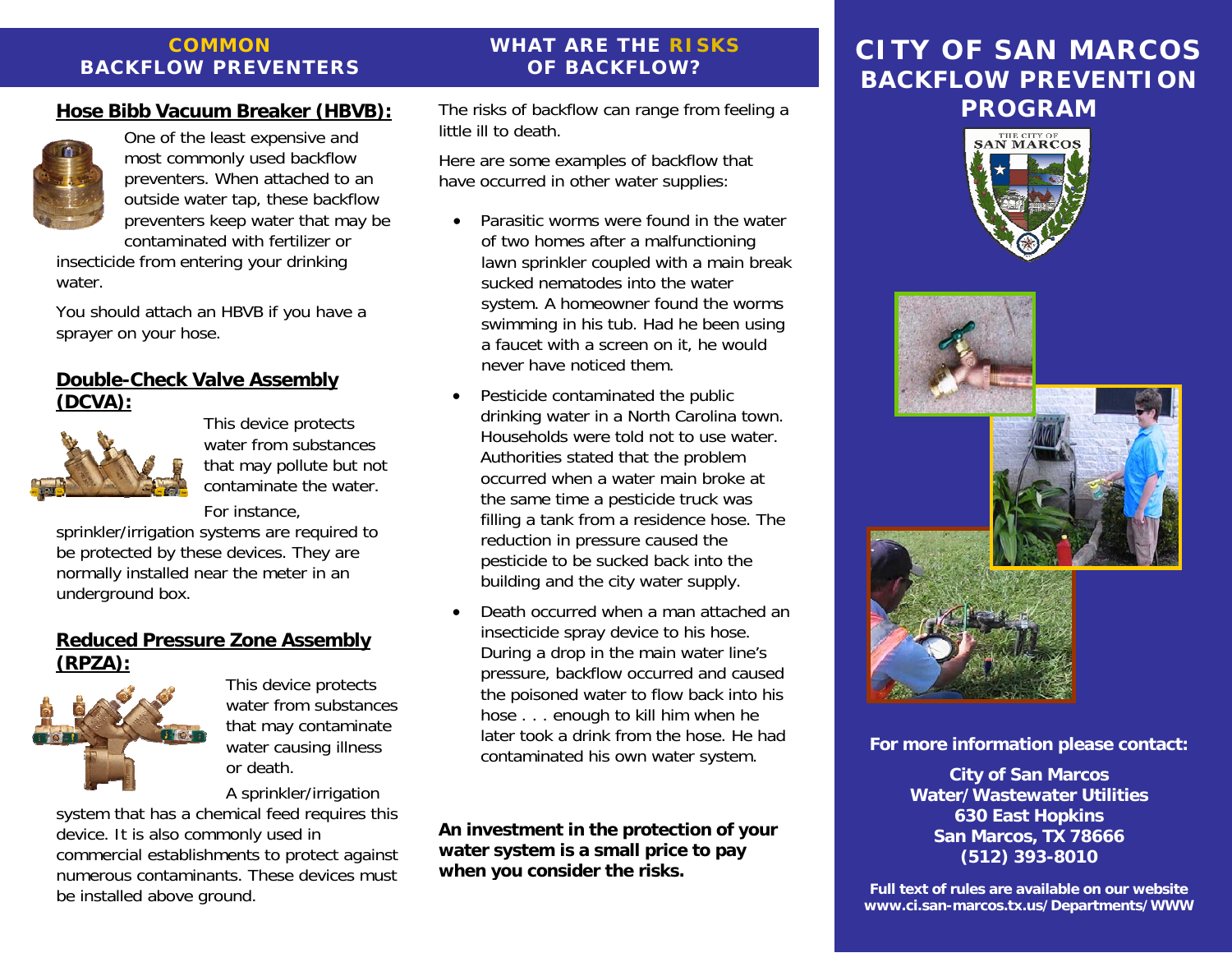## COMMON BACKFLOW PREVENTERS

### Hose Bibb Vacuum Breaker (HBVB):

One of the least expensive and most commonly used backflow preventers. When attached to an outside water tap, these backflow preventers keep water that may be contaminated with fertilizer or insecticide from entering your drinking water.

You should attach an HBVB if you have a sprayer on your hose.

### Double-Check Valve Assembly (DCVA):

This device protects water from substances that may pollute but not contaminate the water.

For instance, sprinkler/irrigation systems are required to be protected by these devices. They are normally installed near the meter in an underground box.

### Reduced Pressure Zone Assembly (RPZA):

This device protects water from substances that may contaminate water causing illness or death.

A sprinkler/irrigation system that has a chemical feed requires this device. It is also commonly used in commercial establishments to protect against numerous contaminants. These devices must be installed above ground.

## WHAT ARE THE RISKS OF BACKFLOW?

The risks of backflow can range from feeling a little ill to death.

Here are some examples of backflow that have occurred in other water supplies:

- Parasitic worms were found in the water of two homes after a malfunctioning lawn sprinkler coupled with a main break sucked nematodes into the water system. A homeowner found the worms swimming in his tub. Had he been using a faucet with a screen on it, he would never have noticed them.
- Pesticide contaminated the public drinking water in a North Carolina town. Households were told not to use water. Authorities stated that the problem occurred when a water main broke at the same time a pesticide truck was filling a tank from a residence hose. The reduction in pressure caused the pesticide to be sucked back into the building and the city water supply.
- Death occurred when a man attached an insecticide spray device to his hose. During a drop in the main water line's pressure, backflow occurred and caused the poisoned water to flow back into his hose . . . enough to kill him when he later took a drink from the hose. He had contaminated his own water system.

**An investment in the protection of your water system is a small price to pay when you consider the risks.**

# CITY OF SAN MARCOS BACKFLOW PREVENTION PROGRAM

**For more information please contact:**

**City of San Marcos**
**Water/Wastewater Utilities**
**630 East Hopkins**
**San Marcos, TX 78666**
**(512) 393-8010**

**Full text of rules are available on our website**
**www.ci.san-marcos.tx.us/Departments/WWW**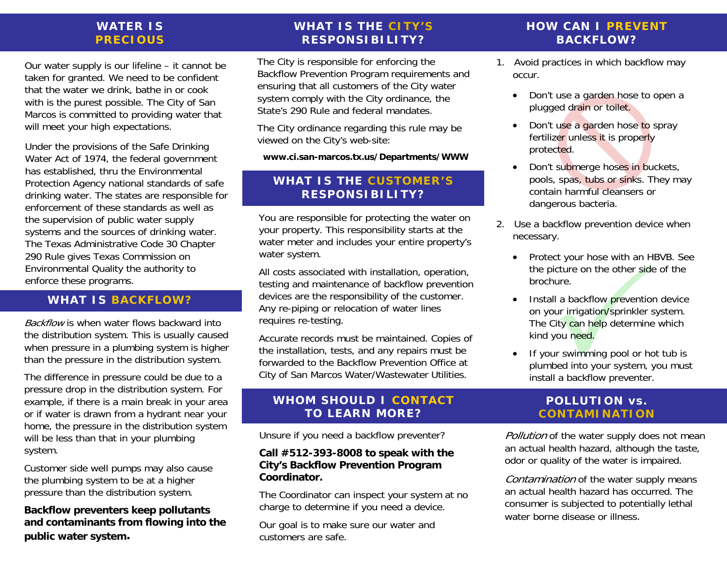## WATER IS PRECIOUS

Our water supply is our lifeline – it cannot be taken for granted. We need to be confident that the water we drink, bathe in or cook with is the purest possible. The City of San Marcos is committed to providing water that will meet your high expectations.

Under the provisions of the Safe Drinking Water Act of 1974, the federal government has established, thru the Environmental Protection Agency national standards of safe drinking water. The states are responsible for enforcement of these standards as well as the supervision of public water supply systems and the sources of drinking water. The Texas Administrative Code 30 Chapter 290 Rule gives Texas Commission on Environmental Quality the authority to enforce these programs.

## WHAT IS BACKFLOW?

*Backflow* is when water flows backward into the distribution system. This is usually caused when pressure in a plumbing system is higher than the pressure in the distribution system.

The difference in pressure could be due to a pressure drop in the distribution system. For example, if there is a main break in your area or if water is drawn from a hydrant near your home, the pressure in the distribution system will be less than that in your plumbing system.

Customer side well pumps may also cause the plumbing system to be at a higher pressure than the distribution system.

**Backflow preventers keep pollutants and contaminants from flowing into the public water system.**

## WHAT IS THE CITY'S RESPONSIBILITY?

The City is responsible for enforcing the Backflow Prevention Program requirements and ensuring that all customers of the City water system comply with the City ordinance, the State's 290 Rule and federal mandates.

The City ordinance regarding this rule may be viewed on the City's web-site:

**www.ci.san-marcos.tx.us/Departments/WWW**

## WHAT IS THE CUSTOMER'S RESPONSIBILITY?

You are responsible for protecting the water on your property. This responsibility starts at the water meter and includes your entire property's water system.

All costs associated with installation, operation, testing and maintenance of backflow prevention devices are the responsibility of the customer. Any re-piping or relocation of water lines requires re-testing.

Accurate records must be maintained. Copies of the installation, tests, and any repairs must be forwarded to the Backflow Prevention Office at City of San Marcos Water/Wastewater Utilities.

## WHOM SHOULD I CONTACT TO LEARN MORE?

Unsure if you need a backflow preventer?

**Call #512-393-8008 to speak with the City's Backflow Prevention Program Coordinator.**

The Coordinator can inspect your system at no charge to determine if you need a device.

Our goal is to make sure our water and customers are safe.

## HOW CAN I PREVENT BACKFLOW?

1. Avoid practices in which backflow may occur.
   - Don't use a garden hose to open a plugged drain or toilet.
   - Don't use a garden hose to spray fertilizer unless it is properly protected.
   - Don't submerge hoses in buckets, pools, spas, tubs or sinks. They may contain harmful cleansers or dangerous bacteria.
2. Use a backflow prevention device when necessary.
   - Protect your hose with an HBVB. See the picture on the other side of the brochure.
   - Install a backflow prevention device on your irrigation/sprinkler system. The City can help determine which kind you need.
   - If your swimming pool or hot tub is plumbed into your system, you must install a backflow preventer.

## POLLUTION vs. CONTAMINATION

*Pollution* of the water supply does not mean an actual health hazard, although the taste, odor or quality of the water is impaired.

*Contamination* of the water supply means an actual health hazard has occurred. The consumer is subjected to potentially lethal water borne disease or illness.